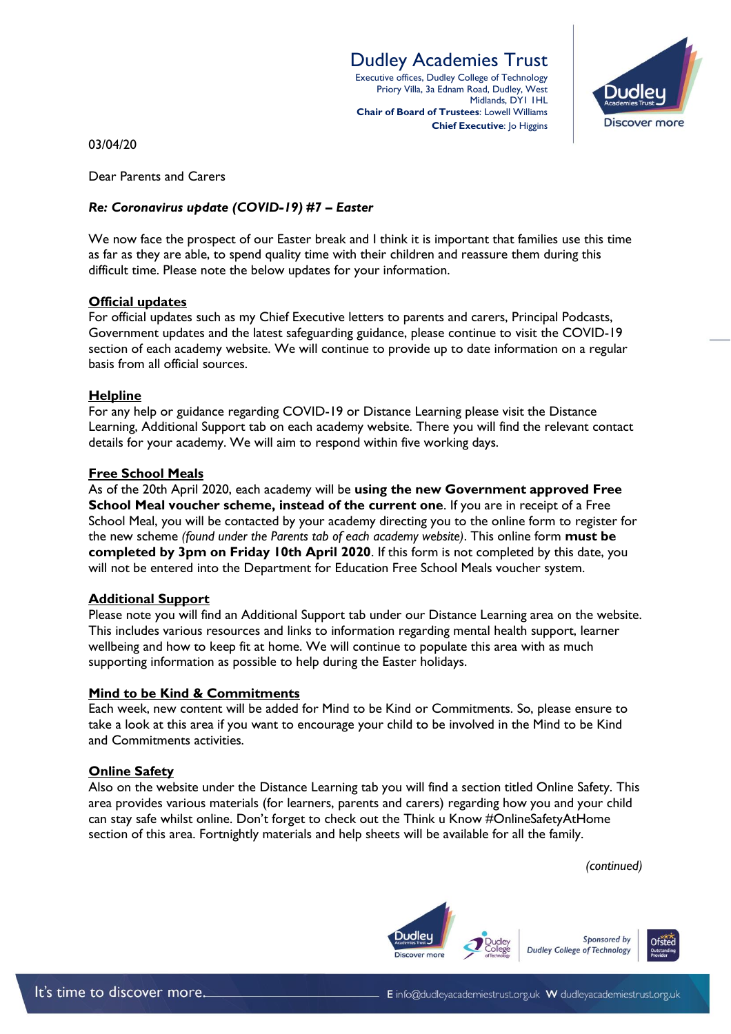**Dudley Academies Trust**
Executive offices, Dudley College of Technology
Priory Villa, 3a Ednam Road, Dudley, West Midlands, DY1 1HL
**Chair of Board of Trustees**: Lowell Williams
**Chief Executive**: Jo Higgins

03/04/20

Dear Parents and Carers

***Re: Coronavirus update (COVID-19) #7 – Easter***

We now face the prospect of our Easter break and I think it is important that families use this time as far as they are able, to spend quality time with their children and reassure them during this difficult time. Please note the below updates for your information.

**Official updates**

For official updates such as my Chief Executive letters to parents and carers, Principal Podcasts, Government updates and the latest safeguarding guidance, please continue to visit the COVID-19 section of each academy website. We will continue to provide up to date information on a regular basis from all official sources.

**Helpline**

For any help or guidance regarding COVID-19 or Distance Learning please visit the Distance Learning, Additional Support tab on each academy website. There you will find the relevant contact details for your academy. We aim to respond within five working days.

**Free School Meals**

As of the 20th April 2020, each academy will be **using the new Government approved Free School Meal voucher scheme, instead of the current one**. If you are in receipt of a Free School Meal, you will be contacted by your academy directing you to the online form to register for the new scheme *(found under the Parents tab of each academy website)*. This online form **must be completed by 3pm on Friday 10th April 2020**. If this form is not completed by this date, you will not be entered into the Department for Education Free School Meals voucher system.

**Additional Support**

Please note you will find an Additional Support tab under our Distance Learning area on the website. This includes various resources and links to information regarding mental health support, learner wellbeing and how to keep fit at home. We will continue to populate this area with as much supporting information as possible to help during the Easter holidays.

**Mind to be Kind & Commitments**

Each week, new content will be added for Mind to be Kind or Commitments. So, please ensure to take a look at this area if you want to encourage your child to be involved in the Mind to be Kind and Commitments activities.

**Online Safety**

Also on the website under the Distance Learning tab you will find a section titled Online Safety. This area provides various materials (for learners, parents and carers) regarding how you and your child can stay safe whilst online. Don't forget to check out the Think u Know #OnlineSafetyAtHome section of this area. Fortnightly materials and help sheets will be available for all the family.

*(continued)*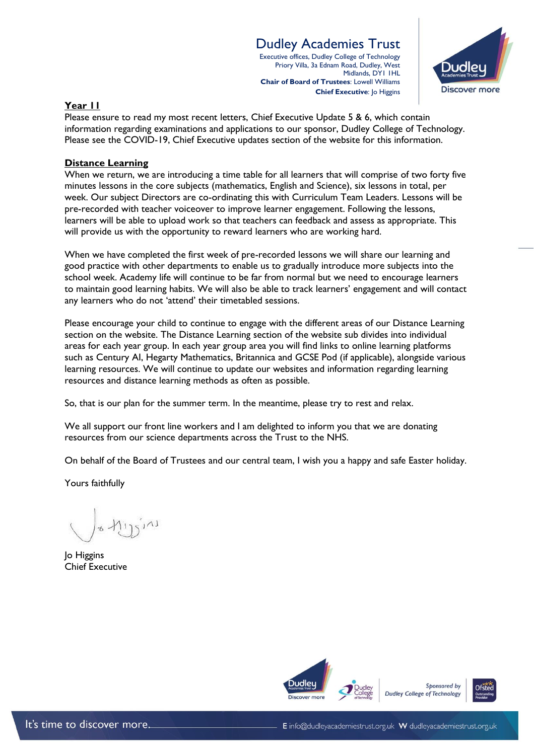# Dudley Academies Trust

Executive offices, Dudley College of Technology
Priory Villa, 3a Ednam Road, Dudley, West Midlands, DY1 1HL
**Chair of Board of Trustees**: Lowell Williams
**Chief Executive**: Jo Higgins

**Year 11**

Please ensure to read my most recent letters, Chief Executive Update 5 & 6, which contain information regarding examinations and applications to our sponsor, Dudley College of Technology. Please see the COVID-19, Chief Executive updates section of the website for this information.

**Distance Learning**

When we return, we are introducing a time table for all learners that will comprise of two forty five minutes lessons in the core subjects (mathematics, English and Science), six lessons in total, per week. Our subject Directors are co-ordinating this with Curriculum Team Leaders. Lessons will be pre-recorded with teacher voiceover to improve learner engagement. Following the lessons, learners will be able to upload work so that teachers can feedback and assess as appropriate. This will provide us with the opportunity to reward learners who are working hard.

When we have completed the first week of pre-recorded lessons we will share our learning and good practice with other departments to enable us to gradually introduce more subjects into the school week. Academy life will continue to be far from normal but we need to encourage learners to maintain good learning habits. We will also be able to track learners' engagement and will contact any learners who do not 'attend' their timetabled sessions.

Please encourage your child to continue to engage with the different areas of our Distance Learning section on the website. The Distance Learning section of the website sub divides into individual areas for each year group. In each year group area you will find links to online learning platforms such as Century AI, Hegarty Mathematics, Britannica and GCSE Pod (if applicable), alongside various learning resources. We will continue to update our websites and information regarding learning resources and distance learning methods as often as possible.

So, that is our plan for the summer term. In the meantime, please try to rest and relax.

We all support our front line workers and I am delighted to inform you that we are donating resources from our science departments across the Trust to the NHS.

On behalf of the Board of Trustees and our central team, I wish you a happy and safe Easter holiday.

Yours faithfully

Jo Higgins
Chief Executive

Sponsored by Dudley College of Technology

It's time to discover more.

E info@dudleyacademiestrust.org.uk W dudleyacademiestrust.org.uk